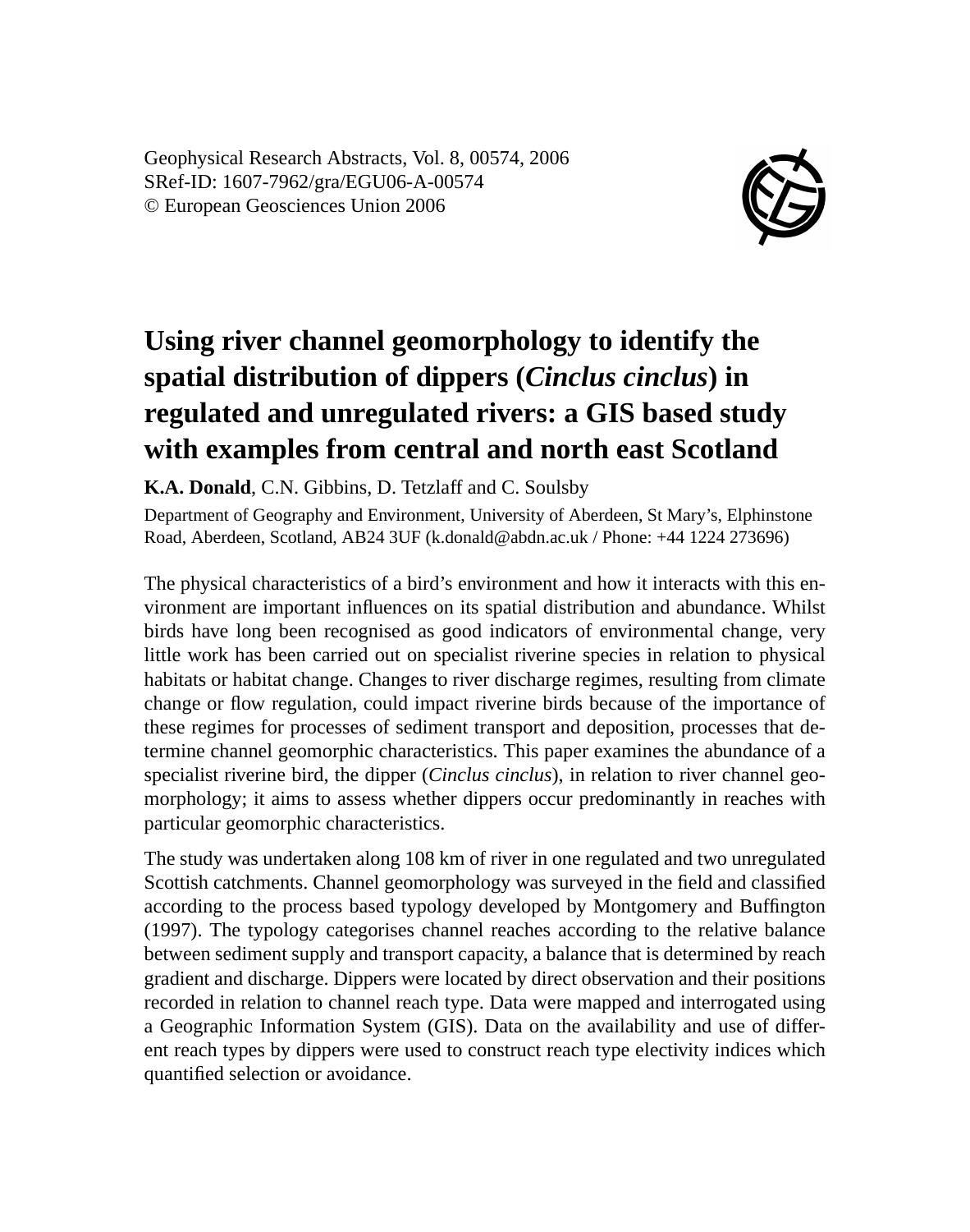Geophysical Research Abstracts, Vol. 8, 00574, 2006
SRef-ID: 1607-7962/gra/EGU06-A-00574
© European Geosciences Union 2006

# Using river channel geomorphology to identify the spatial distribution of dippers (*Cinclus cinclus*) in regulated and unregulated rivers: a GIS based study with examples from central and north east Scotland

**K.A. Donald**, C.N. Gibbins, D. Tetzlaff and C. Soulsby

Department of Geography and Environment, University of Aberdeen, St Mary's, Elphinstone Road, Aberdeen, Scotland, AB24 3UF (k.donald@abdn.ac.uk / Phone: +44 1224 273696)

The physical characteristics of a bird's environment and how it interacts with this environment are important influences on its spatial distribution and abundance. Whilst birds have long been recognised as good indicators of environmental change, very little work has been carried out on specialist riverine species in relation to physical habitats or habitat change. Changes to river discharge regimes, resulting from climate change or flow regulation, could impact riverine birds because of the importance of these regimes for processes of sediment transport and deposition, processes that determine channel geomorphic characteristics. This paper examines the abundance of a specialist riverine bird, the dipper (*Cinclus cinclus*), in relation to river channel geomorphology; it aims to assess whether dippers occur predominantly in reaches with particular geomorphic characteristics.

The study was undertaken along 108 km of river in one regulated and two unregulated Scottish catchments. Channel geomorphology was surveyed in the field and classified according to the process based typology developed by Montgomery and Buffington (1997). The typology categorises channel reaches according to the relative balance between sediment supply and transport capacity, a balance that is determined by reach gradient and discharge. Dippers were located by direct observation and their positions recorded in relation to channel reach type. Data were mapped and interrogated using a Geographic Information System (GIS). Data on the availability and use of different reach types by dippers were used to construct reach type electivity indices which quantified selection or avoidance.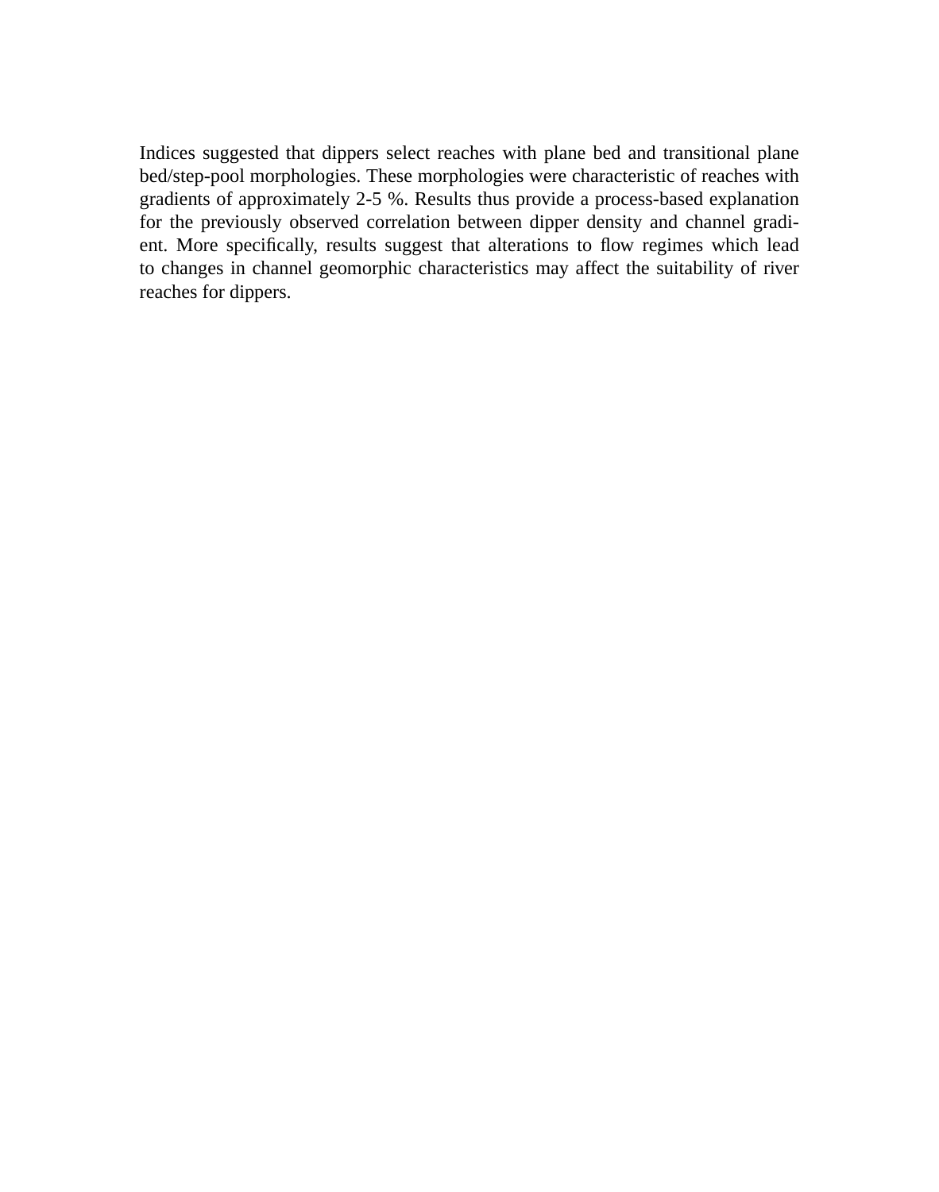Indices suggested that dippers select reaches with plane bed and transitional plane bed/step-pool morphologies. These morphologies were characteristic of reaches with gradients of approximately 2-5 %. Results thus provide a process-based explanation for the previously observed correlation between dipper density and channel gradient. More specifically, results suggest that alterations to flow regimes which lead to changes in channel geomorphic characteristics may affect the suitability of river reaches for dippers.